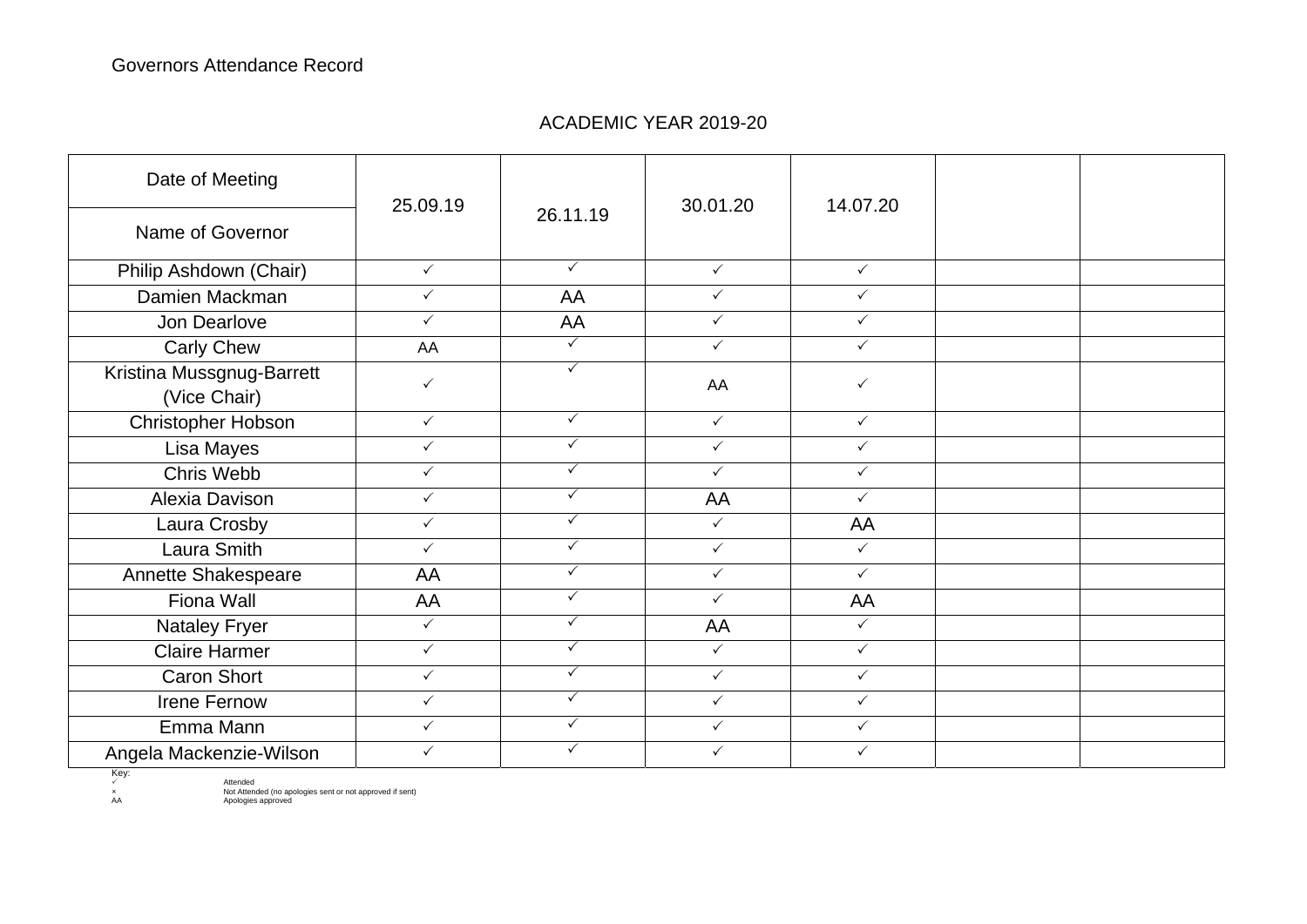Governors Attendance Record

ACADEMIC YEAR 2019-20

| Date of Meeting / Name of Governor | 25.09.19 | 26.11.19 | 30.01.20 | 14.07.20 | | |
|---|---|---|---|---|---|---|
| Philip Ashdown (Chair) | ✓ | ✓ | ✓ | ✓ | | |
| Damien Mackman | ✓ | AA | ✓ | ✓ | | |
| Jon Dearlove | ✓ | AA | ✓ | ✓ | | |
| Carly Chew | AA | ✓ | ✓ | ✓ | | |
| Kristina Mussgnug-Barrett (Vice Chair) | ✓ | ✓ | AA | ✓ | | |
| Christopher Hobson | ✓ | ✓ | ✓ | ✓ | | |
| Lisa Mayes | ✓ | ✓ | ✓ | ✓ | | |
| Chris Webb | ✓ | ✓ | ✓ | ✓ | | |
| Alexia Davison | ✓ | ✓ | AA | ✓ | | |
| Laura Crosby | ✓ | ✓ | ✓ | AA | | |
| Laura Smith | ✓ | ✓ | ✓ | ✓ | | |
| Annette Shakespeare | AA | ✓ | ✓ | ✓ | | |
| Fiona Wall | AA | ✓ | ✓ | AA | | |
| Nataley Fryer | ✓ | ✓ | AA | ✓ | | |
| Claire Harmer | ✓ | ✓ | ✓ | ✓ | | |
| Caron Short | ✓ | ✓ | ✓ | ✓ | | |
| Irene Fernow | ✓ | ✓ | ✓ | ✓ | | |
| Emma Mann | ✓ | ✓ | ✓ | ✓ | | |
| Angela Mackenzie-Wilson | ✓ | ✓ | ✓ | ✓ | | |

Key:

| | |
|---|---|
| ✓ | Attended |
| × | Not Attended (no apologies sent or not approved if sent) |
| AA | Apologies approved |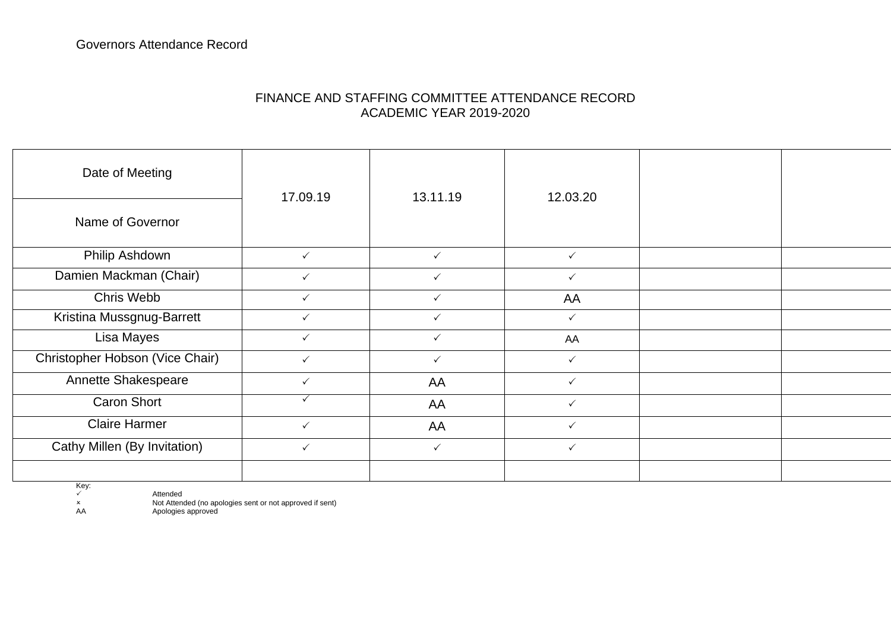Governors Attendance Record

FINANCE AND STAFFING COMMITTEE ATTENDANCE RECORD
ACADEMIC YEAR 2019-2020

| Date of Meeting / Name of Governor | 17.09.19 | 13.11.19 | 12.03.20 | | |
|---|---|---|---|---|---|
| Philip Ashdown | ✓ | ✓ | ✓ | | |
| Damien Mackman (Chair) | ✓ | ✓ | ✓ | | |
| Chris Webb | ✓ | ✓ | AA | | |
| Kristina Mussgnug-Barrett | ✓ | ✓ | ✓ | | |
| Lisa Mayes | ✓ | ✓ | AA | | |
| Christopher Hobson (Vice Chair) | ✓ | ✓ | ✓ | | |
| Annette Shakespeare | ✓ | AA | ✓ | | |
| Caron Short | ✓ | AA | ✓ | | |
| Claire Harmer | ✓ | AA | ✓ | | |
| Cathy Millen (By Invitation) | ✓ | ✓ | ✓ | | |
| | | | | | |

Key:
✓ Attended
× Not Attended (no apologies sent or not approved if sent)
AA Apologies approved